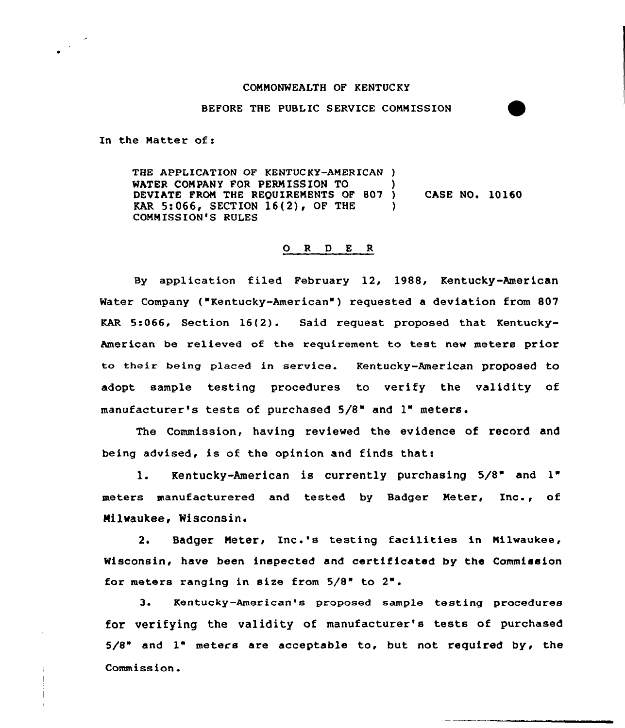COMMONWEALTH OF KENTUCKY

BEFORE THE PUBLIC SERVICE COMMISSION

In the Matter of:

THE APPLICATION OF KENTUCKY-AMERICAN WATER COMPANY FOR PERMISSION TO DEVIATE FROM THE REQUIREMENTS OF 807 KAR 5:066, SECTION 16(2), OF THE COMMISSION'S RULES ) CASE NO. 10160

## O R D E R

By application filed February 12, 1988, Kentucky-American Water Company ("Kentucky-American") requested a deviation from 807 KAR 5:066, Section 16(2). Said request proposed that Kentucky-American be relieved of the requirement to test new meters prior to their being placed in service. Kentucky-American proposed to adopt sample testing procedures to verify the validity of manufacturer's tests of purchased 5/8" and 1" meters.

The Commission, having reviewed the evidence of record and being advised, is of the opinion and finds that:

1. Kentucky-American is currently purchasing 5/8" and 1" meters manufacturered and tested by Badger Meter, Inc., of Milwaukee, Wisconsin.

2. Badger Meter, Inc.'s testing facilities in Milwaukee, Wisconsin, have been inspected and certificated by the Commission for meters ranging in size from 5/8" to 2".

3. Kentucky-American's proposed sample testing procedures for verifying the validity of manufacturer's tests of purchased 5/8" and 1" meters are acceptable to, but not required by, the Commission.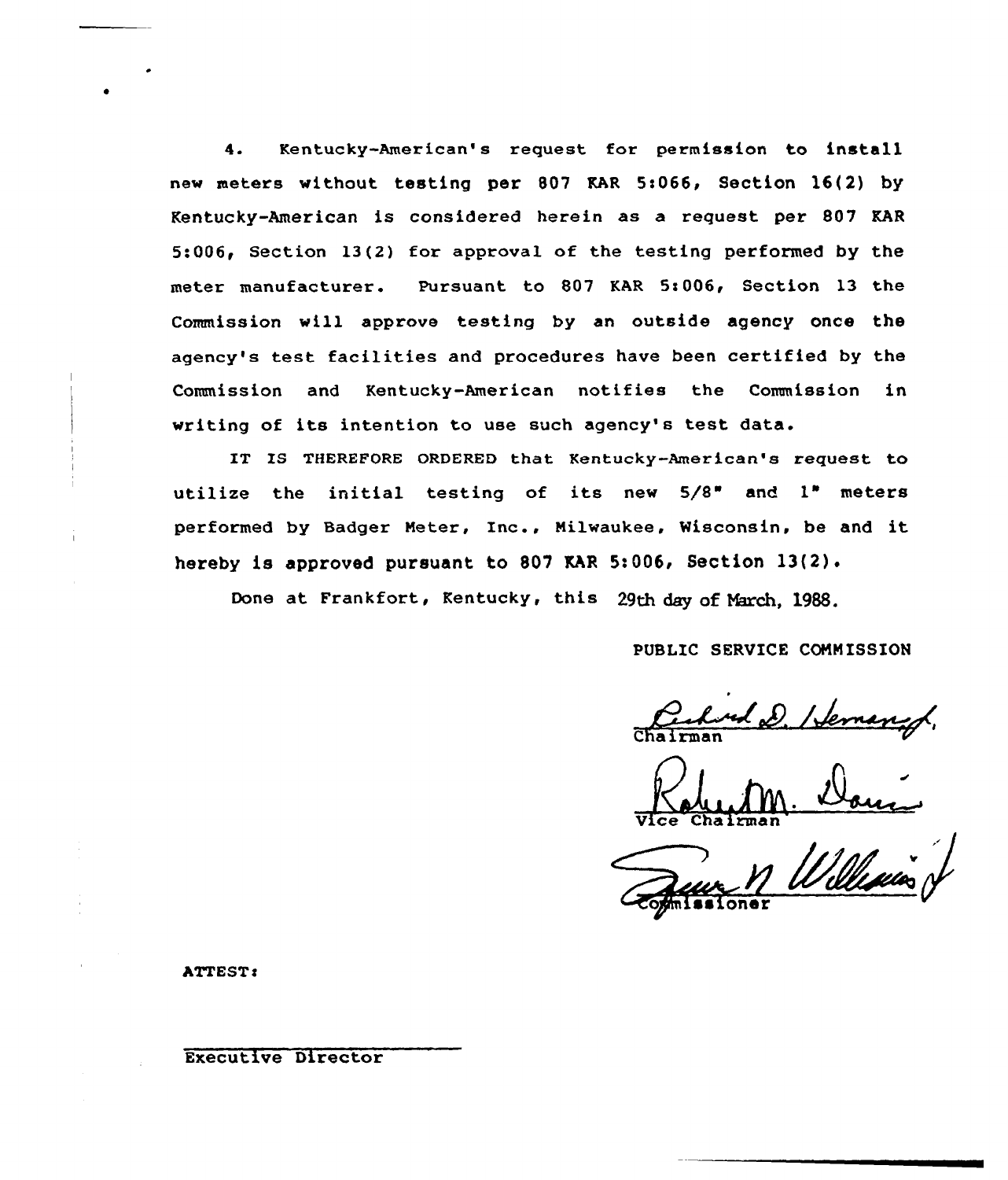4. Kentucky-American's request for permission to install new meters without testing per 807 KAR 5:066, Section 16(2) by Kentucky-American is considered herein as a request per 807 KAR 5:006, Section 13(2) for approval of the testing performed by the meter manufacturer. Pursuant to 807 KAR 5:006, Section 13 the Commission will approve testing by an outside agency once the agency's test facilities and procedures have been certified by the Commission and Kentucky-American notifies the Commission in writing of its intention to use such agency's test data.

IT IS THEREFORE ORDERED that Kentucky-American's request to utilize the initial testing of its new 5/8" and 1" meters performed by Badger Meter, Inc., Milwaukee, Wisconsin, be and it hereby is approved pursuant to 807 KAR 5:006, Section 13(2).

Done at Frankfort, Kentucky, this 29th day of March, 1988.

PUBLIC SERVICE COMMISSION

Chairman

Vice Chairman

Commissioner

ATTEST:

Executive Director